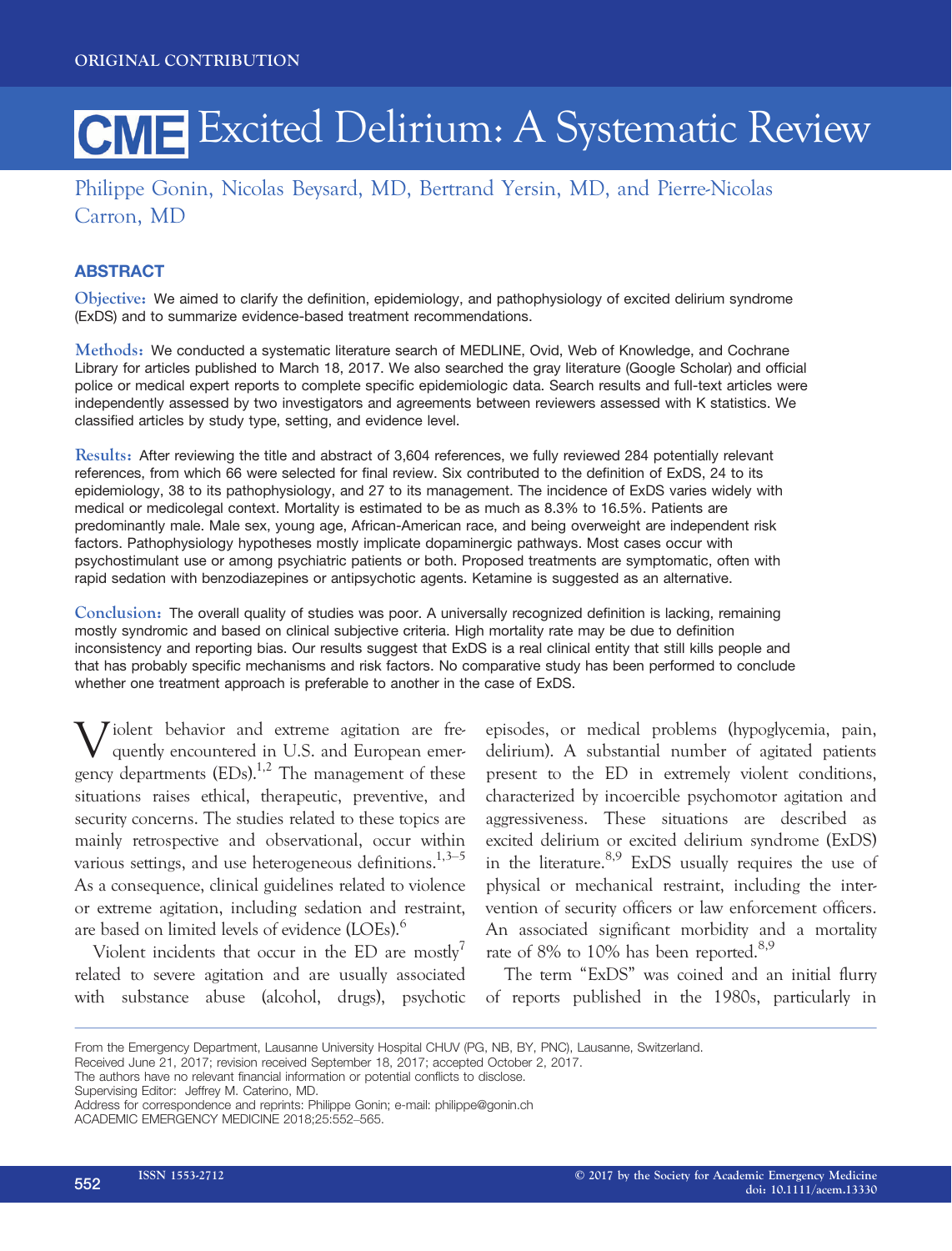ORIGINAL CONTRIBUTION

# CME Excited Delirium: A Systematic Review

Philippe Gonin, Nicolas Beysard, MD, Bertrand Yersin, MD, and Pierre-Nicolas Carron, MD

## ABSTRACT

**Objective:** We aimed to clarify the definition, epidemiology, and pathophysiology of excited delirium syndrome (ExDS) and to summarize evidence-based treatment recommendations.

**Methods:** We conducted a systematic literature search of MEDLINE, Ovid, Web of Knowledge, and Cochrane Library for articles published to March 18, 2017. We also searched the gray literature (Google Scholar) and official police or medical expert reports to complete specific epidemiologic data. Search results and full-text articles were independently assessed by two investigators and agreements between reviewers assessed with K statistics. We classified articles by study type, setting, and evidence level.

**Results:** After reviewing the title and abstract of 3,604 references, we fully reviewed 284 potentially relevant references, from which 66 were selected for final review. Six contributed to the definition of ExDS, 24 to its epidemiology, 38 to its pathophysiology, and 27 to its management. The incidence of ExDS varies widely with medical or medicolegal context. Mortality is estimated to be as much as 8.3% to 16.5%. Patients are predominantly male. Male sex, young age, African-American race, and being overweight are independent risk factors. Pathophysiology hypotheses mostly implicate dopaminergic pathways. Most cases occur with psychostimulant use or among psychiatric patients or both. Proposed treatments are symptomatic, often with rapid sedation with benzodiazepines or antipsychotic agents. Ketamine is suggested as an alternative.

**Conclusion:** The overall quality of studies was poor. A universally recognized definition is lacking, remaining mostly syndromic and based on clinical subjective criteria. High mortality rate may be due to definition inconsistency and reporting bias. Our results suggest that ExDS is a real clinical entity that still kills people and that has probably specific mechanisms and risk factors. No comparative study has been performed to conclude whether one treatment approach is preferable to another in the case of ExDS.

Violent behavior and extreme agitation are frequently encountered in U.S. and European emergency departments (EDs).[1,2] The management of these situations raises ethical, therapeutic, preventive, and security concerns. The studies related to these topics are mainly retrospective and observational, occur within various settings, and use heterogeneous definitions.[1,3–5] As a consequence, clinical guidelines related to violence or extreme agitation, including sedation and restraint, are based on limited levels of evidence (LOEs).[6]

Violent incidents that occur in the ED are mostly[7] related to severe agitation and are usually associated with substance abuse (alcohol, drugs), psychotic episodes, or medical problems (hypoglycemia, pain, delirium). A substantial number of agitated patients present to the ED in extremely violent conditions, characterized by incoercible psychomotor agitation and aggressiveness. These situations are described as excited delirium or excited delirium syndrome (ExDS) in the literature.[8,9] ExDS usually requires the use of physical or mechanical restraint, including the intervention of security officers or law enforcement officers. An associated significant morbidity and a mortality rate of 8% to 10% has been reported.[8,9]

The term "ExDS" was coined and an initial flurry of reports published in the 1980s, particularly in

From the Emergency Department, Lausanne University Hospital CHUV (PG, NB, BY, PNC), Lausanne, Switzerland.
Received June 21, 2017; revision received September 18, 2017; accepted October 2, 2017.
The authors have no relevant financial information or potential conflicts to disclose.
Supervising Editor: Jeffrey M. Caterino, MD.
Address for correspondence and reprints: Philippe Gonin; e-mail: philippe@gonin.ch
ACADEMIC EMERGENCY MEDICINE 2018;25:552–565.

ISSN 1553-2712
© 2017 by the Society for Academic Emergency Medicine
doi: 10.1111/acem.13330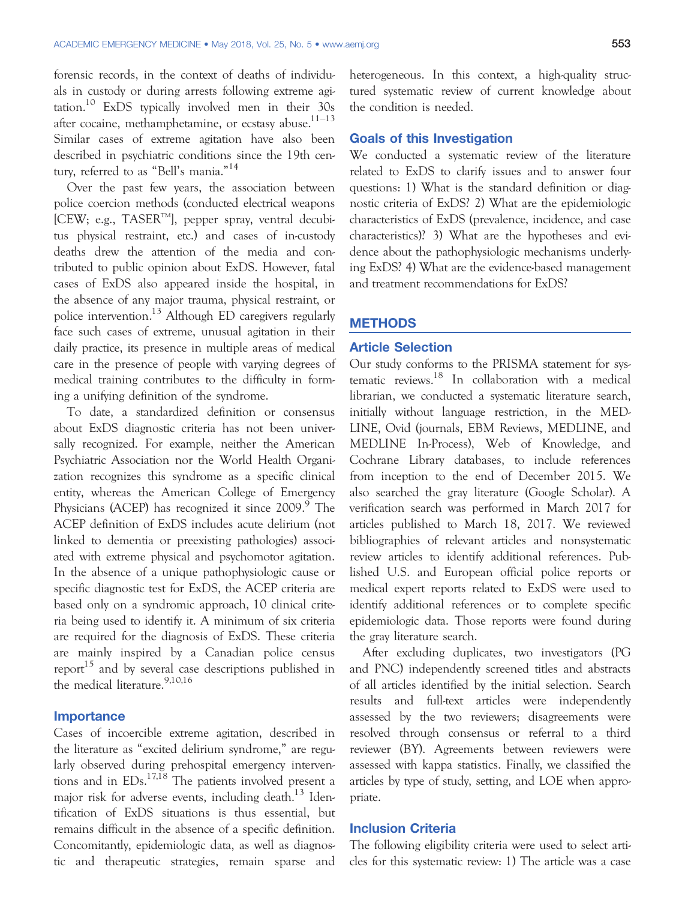forensic records, in the context of deaths of individuals in custody or during arrests following extreme agitation.[10] ExDS typically involved men in their 30s after cocaine, methamphetamine, or ecstasy abuse.[11–13] Similar cases of extreme agitation have also been described in psychiatric conditions since the 19th century, referred to as "Bell's mania."[14]

Over the past few years, the association between police coercion methods (conducted electrical weapons [CEW; e.g., TASER™], pepper spray, ventral decubitus physical restraint, etc.) and cases of in-custody deaths drew the attention of the media and contributed to public opinion about ExDS. However, fatal cases of ExDS also appeared inside the hospital, in the absence of any major trauma, physical restraint, or police intervention.[13] Although ED caregivers regularly face such cases of extreme, unusual agitation in their daily practice, its presence in multiple areas of medical care in the presence of people with varying degrees of medical training contributes to the difficulty in forming a unifying definition of the syndrome.

To date, a standardized definition or consensus about ExDS diagnostic criteria has not been universally recognized. For example, neither the American Psychiatric Association nor the World Health Organization recognizes this syndrome as a specific clinical entity, whereas the American College of Emergency Physicians (ACEP) has recognized it since 2009.[9] The ACEP definition of ExDS includes acute delirium (not linked to dementia or preexisting pathologies) associated with extreme physical and psychomotor agitation. In the absence of a unique pathophysiologic cause or specific diagnostic test for ExDS, the ACEP criteria are based only on a syndromic approach, 10 clinical criteria being used to identify it. A minimum of six criteria are required for the diagnosis of ExDS. These criteria are mainly inspired by a Canadian police census report[15] and by several case descriptions published in the medical literature.[9,10,16]

## Importance

Cases of incoercible extreme agitation, described in the literature as "excited delirium syndrome," are regularly observed during prehospital emergency interventions and in EDs.[17,18] The patients involved present a major risk for adverse events, including death.[13] Identification of ExDS situations is thus essential, but remains difficult in the absence of a specific definition. Concomitantly, epidemiologic data, as well as diagnostic and therapeutic strategies, remain sparse and heterogeneous. In this context, a high-quality structured systematic review of current knowledge about the condition is needed.

## Goals of this Investigation

We conducted a systematic review of the literature related to ExDS to clarify issues and to answer four questions: 1) What is the standard definition or diagnostic criteria of ExDS? 2) What are the epidemiologic characteristics of ExDS (prevalence, incidence, and case characteristics)? 3) What are the hypotheses and evidence about the pathophysiologic mechanisms underlying ExDS? 4) What are the evidence-based management and treatment recommendations for ExDS?

# METHODS

## Article Selection

Our study conforms to the PRISMA statement for systematic reviews.[18] In collaboration with a medical librarian, we conducted a systematic literature search, initially without language restriction, in the MEDLINE, Ovid (journals, EBM Reviews, MEDLINE, and MEDLINE In-Process), Web of Knowledge, and Cochrane Library databases, to include references from inception to the end of December 2015. We also searched the gray literature (Google Scholar). A verification search was performed in March 2017 for articles published to March 18, 2017. We reviewed bibliographies of relevant articles and nonsystematic review articles to identify additional references. Published U.S. and European official police reports or medical expert reports related to ExDS were used to identify additional references or to complete specific epidemiologic data. Those reports were found during the gray literature search.

After excluding duplicates, two investigators (PG and PNC) independently screened titles and abstracts of all articles identified by the initial selection. Search results and full-text articles were independently assessed by the two reviewers; disagreements were resolved through consensus or referral to a third reviewer (BY). Agreements between reviewers were assessed with kappa statistics. Finally, we classified the articles by type of study, setting, and LOE when appropriate.

## Inclusion Criteria

The following eligibility criteria were used to select articles for this systematic review: 1) The article was a case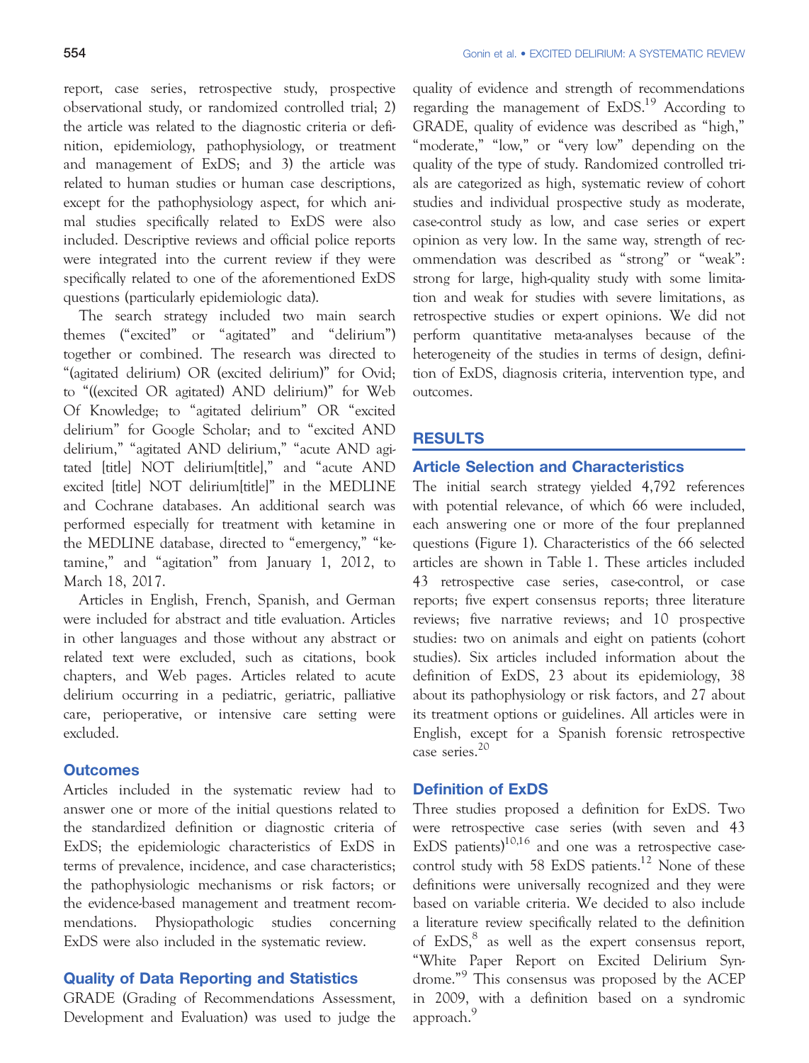report, case series, retrospective study, prospective observational study, or randomized controlled trial; 2) the article was related to the diagnostic criteria or definition, epidemiology, pathophysiology, or treatment and management of ExDS; and 3) the article was related to human studies or human case descriptions, except for the pathophysiology aspect, for which animal studies specifically related to ExDS were also included. Descriptive reviews and official police reports were integrated into the current review if they were specifically related to one of the aforementioned ExDS questions (particularly epidemiologic data).

The search strategy included two main search themes ("excited" or "agitated" and "delirium") together or combined. The research was directed to "(agitated delirium) OR (excited delirium)" for Ovid; to "((excited OR agitated) AND delirium)" for Web Of Knowledge; to "agitated delirium" OR "excited delirium" for Google Scholar; and to "excited AND delirium," "agitated AND delirium," "acute AND agitated [title] NOT delirium[title]," and "acute AND excited [title] NOT delirium[title]" in the MEDLINE and Cochrane databases. An additional search was performed especially for treatment with ketamine in the MEDLINE database, directed to "emergency," "ketamine," and "agitation" from January 1, 2012, to March 18, 2017.

Articles in English, French, Spanish, and German were included for abstract and title evaluation. Articles in other languages and those without any abstract or related text were excluded, such as citations, book chapters, and Web pages. Articles related to acute delirium occurring in a pediatric, geriatric, palliative care, perioperative, or intensive care setting were excluded.

### Outcomes

Articles included in the systematic review had to answer one or more of the initial questions related to the standardized definition or diagnostic criteria of ExDS; the epidemiologic characteristics of ExDS in terms of prevalence, incidence, and case characteristics; the pathophysiologic mechanisms or risk factors; or the evidence-based management and treatment recommendations. Physiopathologic studies concerning ExDS were also included in the systematic review.

### Quality of Data Reporting and Statistics

GRADE (Grading of Recommendations Assessment, Development and Evaluation) was used to judge the quality of evidence and strength of recommendations regarding the management of ExDS.[19] According to GRADE, quality of evidence was described as "high," "moderate," "low," or "very low" depending on the quality of the type of study. Randomized controlled trials are categorized as high, systematic review of cohort studies and individual prospective study as moderate, case-control study as low, and case series or expert opinion as very low. In the same way, strength of recommendation was described as "strong" or "weak": strong for large, high-quality study with some limitation and weak for studies with severe limitations, as retrospective studies or expert opinions. We did not perform quantitative meta-analyses because of the heterogeneity of the studies in terms of design, definition of ExDS, diagnosis criteria, intervention type, and outcomes.

## RESULTS

### Article Selection and Characteristics

The initial search strategy yielded 4,792 references with potential relevance, of which 66 were included, each answering one or more of the four preplanned questions (Figure 1). Characteristics of the 66 selected articles are shown in Table 1. These articles included 43 retrospective case series, case-control, or case reports; five expert consensus reports; three literature reviews; five narrative reviews; and 10 prospective studies: two on animals and eight on patients (cohort studies). Six articles included information about the definition of ExDS, 23 about its epidemiology, 38 about its pathophysiology or risk factors, and 27 about its treatment options or guidelines. All articles were in English, except for a Spanish forensic retrospective case series.[20]

### Definition of ExDS

Three studies proposed a definition for ExDS. Two were retrospective case series (with seven and 43 ExDS patients)[10,16] and one was a retrospective case-control study with 58 ExDS patients.[12] None of these definitions were universally recognized and they were based on variable criteria. We decided to also include a literature review specifically related to the definition of ExDS,[8] as well as the expert consensus report, "White Paper Report on Excited Delirium Syndrome."[9] This consensus was proposed by the ACEP in 2009, with a definition based on a syndromic approach.[9]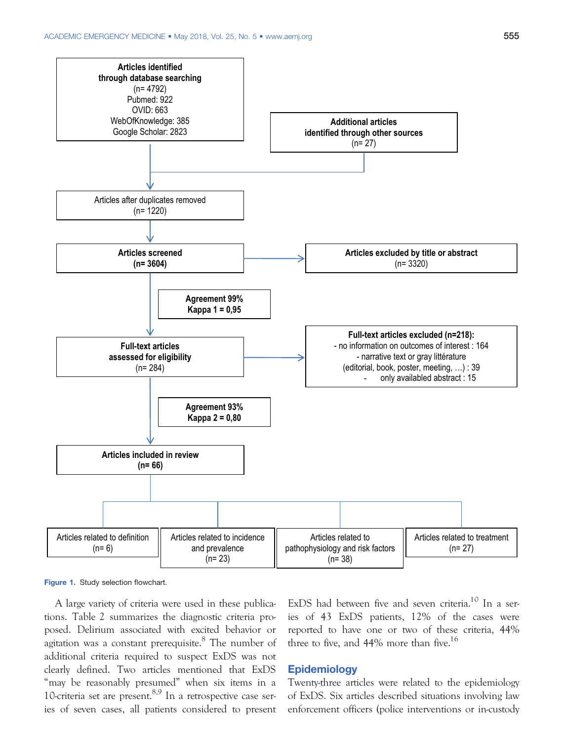**Articles identified through database searching**
(n= 4792)
Pubmed: 922
OVID: 663
WebOfKnowledge: 385
Google Scholar: 2823

**Additional articles identified through other sources**
(n= 27)

Articles after duplicates removed
(n= 1220)

**Articles screened**
**(n= 3604)**

**Articles excluded by title or abstract**
(n= 3320)

**Agreement 99%**
**Kappa 1 = 0,95**

**Full-text articles assessed for eligibility**
(n= 284)

**Full-text articles excluded (n=218):**
- no information on outcomes of interest : 164
- narrative text or gray littérature (editorial, book, poster, meeting, …) : 39
- only availabled abstract : 15

**Agreement 93%**
**Kappa 2 = 0,80**

**Articles included in review**
**(n= 66)**

Articles related to definition (n= 6)

Articles related to incidence and prevalence (n= 23)

Articles related to pathophysiology and risk factors (n= 38)

Articles related to treatment (n= 27)

**Figure 1.** Study selection flowchart.

A large variety of criteria were used in these publications. Table 2 summarizes the diagnostic criteria proposed. Delirium associated with excited behavior or agitation was a constant prerequisite.[8] The number of additional criteria required to suspect ExDS was not clearly defined. Two articles mentioned that ExDS "may be reasonably presumed" when six items in a 10-criteria set are present.[8,9] In a retrospective case series of seven cases, all patients considered to present ExDS had between five and seven criteria.[10] In a series of 43 ExDS patients, 12% of the cases were reported to have one or two of these criteria, 44% three to five, and 44% more than five.[16]

## Epidemiology

Twenty-three articles were related to the epidemiology of ExDS. Six articles described situations involving law enforcement officers (police interventions or in-custody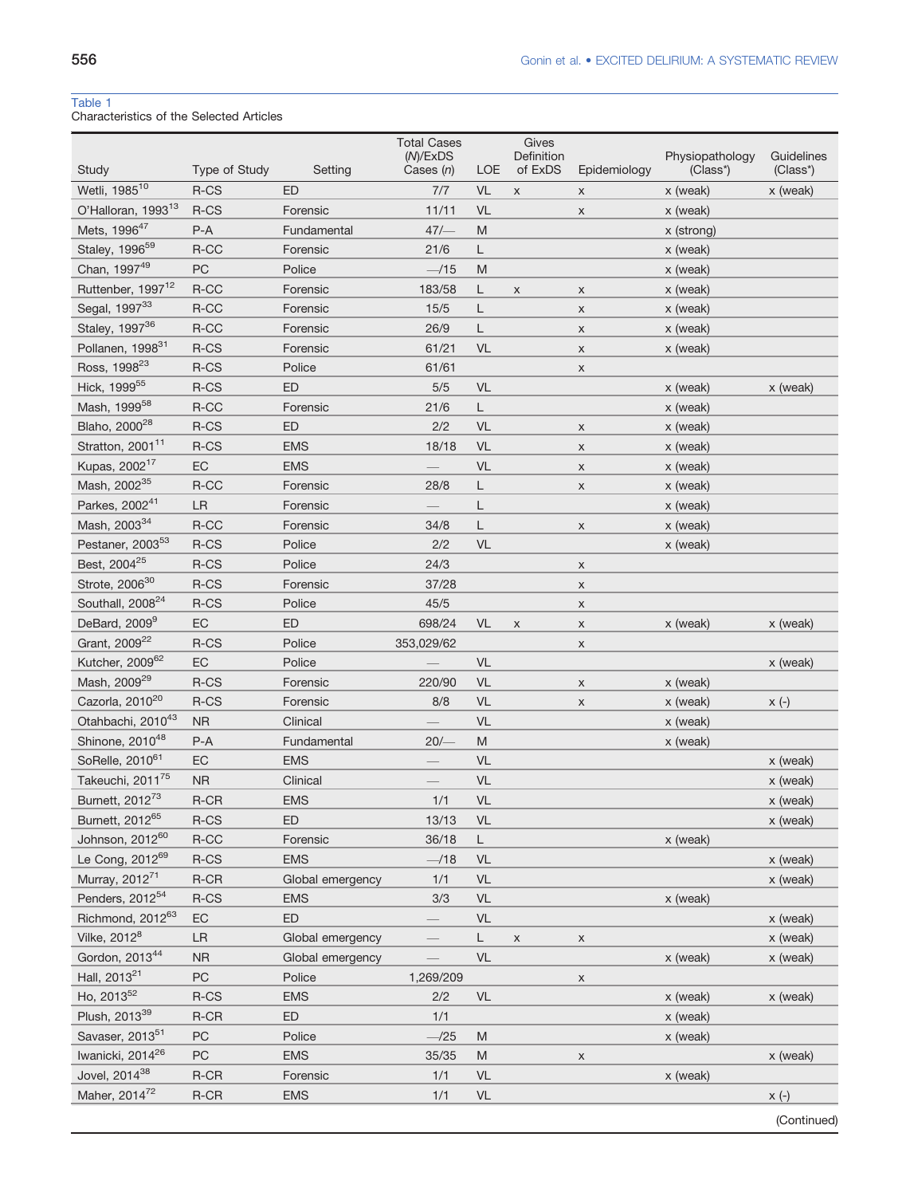Table 1
Characteristics of the Selected Articles

| Study | Type of Study | Setting | Total Cases (N)/ExDS Cases (n) | LOE | Gives Definition of ExDS | Epidemiology | Physiopathology (Class*) | Guidelines (Class*) |
|---|---|---|---|---|---|---|---|---|
| Wetli, 1985[10] | R-CS | ED | 7/7 | VL | x | x | x (weak) | x (weak) |
| O'Halloran, 1993[13] | R-CS | Forensic | 11/11 | VL | | x | x (weak) | |
| Mets, 1996[47] | P-A | Fundamental | 47/— | M | | | x (strong) | |
| Staley, 1996[59] | R-CC | Forensic | 21/6 | L | | | x (weak) | |
| Chan, 1997[49] | PC | Police | —/15 | M | | | x (weak) | |
| Ruttenber, 1997[12] | R-CC | Forensic | 183/58 | L | x | x | x (weak) | |
| Segal, 1997[33] | R-CC | Forensic | 15/5 | L | | x | x (weak) | |
| Staley, 1997[36] | R-CC | Forensic | 26/9 | L | | x | x (weak) | |
| Pollanen, 1998[31] | R-CS | Forensic | 61/21 | VL | | x | x (weak) | |
| Ross, 1998[23] | R-CS | Police | 61/61 | | | x | | |
| Hick, 1999[55] | R-CS | ED | 5/5 | VL | | | x (weak) | x (weak) |
| Mash, 1999[58] | R-CC | Forensic | 21/6 | L | | | x (weak) | |
| Blaho, 2000[28] | R-CS | ED | 2/2 | VL | | x | x (weak) | |
| Stratton, 2001[11] | R-CS | EMS | 18/18 | VL | | x | x (weak) | |
| Kupas, 2002[17] | EC | EMS | — | VL | | x | x (weak) | |
| Mash, 2002[35] | R-CC | Forensic | 28/8 | L | | x | x (weak) | |
| Parkes, 2002[41] | LR | Forensic | — | L | | | x (weak) | |
| Mash, 2003[34] | R-CC | Forensic | 34/8 | L | | x | x (weak) | |
| Pestaner, 2003[53] | R-CS | Police | 2/2 | VL | | | x (weak) | |
| Best, 2004[25] | R-CS | Police | 24/3 | | | x | | |
| Strote, 2006[30] | R-CS | Forensic | 37/28 | | | x | | |
| Southall, 2008[24] | R-CS | Police | 45/5 | | | x | | |
| DeBard, 2009[9] | EC | ED | 698/24 | VL | x | x | x (weak) | x (weak) |
| Grant, 2009[22] | R-CS | Police | 353,029/62 | | | x | | |
| Kutcher, 2009[62] | EC | Police | — | VL | | | | x (weak) |
| Mash, 2009[29] | R-CS | Forensic | 220/90 | VL | | x | x (weak) | |
| Cazorla, 2010[20] | R-CS | Forensic | 8/8 | VL | | x | x (weak) | x (-) |
| Otahbachi, 2010[43] | NR | Clinical | — | VL | | | x (weak) | |
| Shinone, 2010[48] | P-A | Fundamental | 20/— | M | | | x (weak) | |
| SoRelle, 2010[61] | EC | EMS | — | VL | | | | x (weak) |
| Takeuchi, 2011[75] | NR | Clinical | — | VL | | | | x (weak) |
| Burnett, 2012[73] | R-CR | EMS | 1/1 | VL | | | | x (weak) |
| Burnett, 2012[65] | R-CS | ED | 13/13 | VL | | | | x (weak) |
| Johnson, 2012[60] | R-CC | Forensic | 36/18 | L | | | x (weak) | |
| Le Cong, 2012[69] | R-CS | EMS | —/18 | VL | | | | x (weak) |
| Murray, 2012[71] | R-CR | Global emergency | 1/1 | VL | | | | x (weak) |
| Penders, 2012[54] | R-CS | EMS | 3/3 | VL | | | x (weak) | |
| Richmond, 2012[63] | EC | ED | — | VL | | | | x (weak) |
| Vilke, 2012[8] | LR | Global emergency | — | L | x | x | | x (weak) |
| Gordon, 2013[44] | NR | Global emergency | — | VL | | | x (weak) | x (weak) |
| Hall, 2013[21] | PC | Police | 1,269/209 | | | x | | |
| Ho, 2013[52] | R-CS | EMS | 2/2 | VL | | | x (weak) | x (weak) |
| Plush, 2013[39] | R-CR | ED | 1/1 | | | | x (weak) | |
| Savaser, 2013[51] | PC | Police | —/25 | M | | | x (weak) | |
| Iwanicki, 2014[26] | PC | EMS | 35/35 | M | | x | | x (weak) |
| Jovel, 2014[38] | R-CR | Forensic | 1/1 | VL | | | x (weak) | |
| Maher, 2014[72] | R-CR | EMS | 1/1 | VL | | | | x (-) |

(Continued)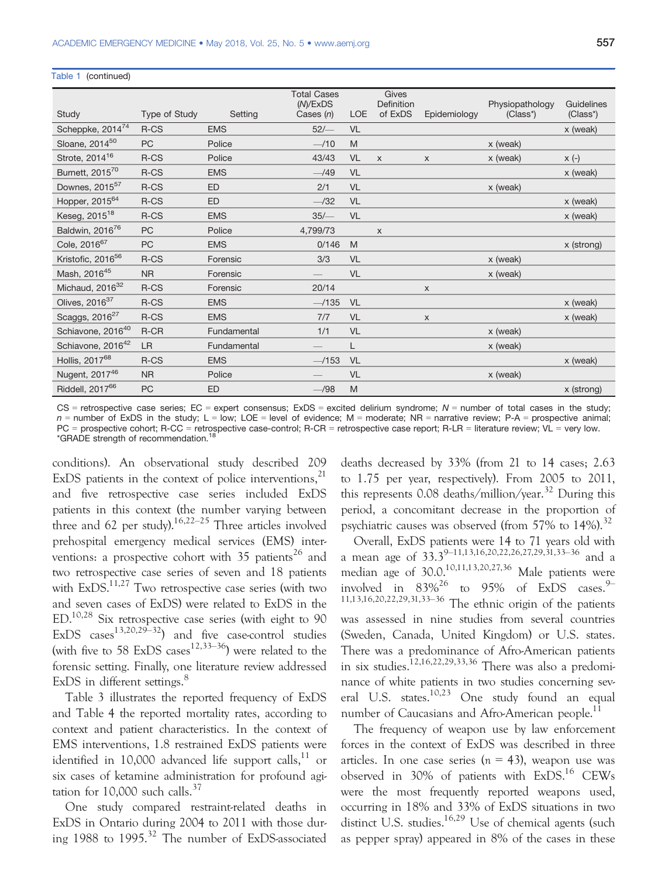Table 1 (continued)

| Study | Type of Study | Setting | Total Cases (N)/ExDS Cases (n) | LOE | Gives Definition of ExDS | Epidemiology | Physiopathology (Class*) | Guidelines (Class*) |
|---|---|---|---|---|---|---|---|---|
| Scheppke, 2014[74] | R-CS | EMS | 52/— | VL | | | | x (weak) |
| Sloane, 2014[50] | PC | Police | —/10 | M | | | x (weak) | |
| Strote, 2014[16] | R-CS | Police | 43/43 | VL | x | x | x (weak) | x (-) |
| Burnett, 2015[70] | R-CS | EMS | —/49 | VL | | | | x (weak) |
| Downes, 2015[57] | R-CS | ED | 2/1 | VL | | | x (weak) | |
| Hopper, 2015[64] | R-CS | ED | —/32 | VL | | | | x (weak) |
| Keseg, 2015[18] | R-CS | EMS | 35/— | VL | | | | x (weak) |
| Baldwin, 2016[76] | PC | Police | 4,799/73 | | x | | | |
| Cole, 2016[67] | PC | EMS | 0/146 | M | | | | x (strong) |
| Kristofic, 2016[56] | R-CS | Forensic | 3/3 | VL | | | x (weak) | |
| Mash, 2016[45] | NR | Forensic | — | VL | | | x (weak) | |
| Michaud, 2016[32] | R-CS | Forensic | 20/14 | | | x | | |
| Olives, 2016[37] | R-CS | EMS | —/135 | VL | | | | x (weak) |
| Scaggs, 2016[27] | R-CS | EMS | 7/7 | VL | | x | | x (weak) |
| Schiavone, 2016[40] | R-CR | Fundamental | 1/1 | VL | | | x (weak) | |
| Schiavone, 2016[42] | LR | Fundamental | — | L | | | x (weak) | |
| Hollis, 2017[68] | R-CS | EMS | —/153 | VL | | | | x (weak) |
| Nugent, 2017[46] | NR | Police | — | VL | | | x (weak) | |
| Riddell, 2017[66] | PC | ED | —/98 | M | | | | x (strong) |

CS = retrospective case series; EC = expert consensus; ExDS = excited delirium syndrome; N = number of total cases in the study; n = number of ExDS in the study; L = low; LOE = level of evidence; M = moderate; NR = narrative review; P-A = prospective animal; PC = prospective cohort; R-CC = retrospective case-control; R-CR = retrospective case report; R-LR = literature review; VL = very low.
*GRADE strength of recommendation.[18]

conditions). An observational study described 209 ExDS patients in the context of police interventions,[21] and five retrospective case series included ExDS patients in this context (the number varying between three and 62 per study).[16,22–25] Three articles involved prehospital emergency medical services (EMS) interventions: a prospective cohort with 35 patients[26] and two retrospective case series of seven and 18 patients with ExDS.[11,27] Two retrospective case series (with two and seven cases of ExDS) were related to ExDS in the ED.[10,28] Six retrospective case series (with eight to 90 ExDS cases[13,20,29–32]) and five case-control studies (with five to 58 ExDS cases[12,33–36]) were related to the forensic setting. Finally, one literature review addressed ExDS in different settings.[8]

Table 3 illustrates the reported frequency of ExDS and Table 4 the reported mortality rates, according to context and patient characteristics. In the context of EMS interventions, 1.8 restrained ExDS patients were identified in 10,000 advanced life support calls,[11] or six cases of ketamine administration for profound agitation for 10,000 such calls.[37]

One study compared restraint-related deaths in ExDS in Ontario during 2004 to 2011 with those during 1988 to 1995.[32] The number of ExDS-associated deaths decreased by 33% (from 21 to 14 cases; 2.63 to 1.75 per year, respectively). From 2005 to 2011, this represents 0.08 deaths/million/year.[32] During this period, a concomitant decrease in the proportion of psychiatric causes was observed (from 57% to 14%).[32]

Overall, ExDS patients were 14 to 71 years old with a mean age of 33.3[9–11,13,16,20,22,26,27,29,31,33–36] and a median age of 30.0.[10,11,13,20,27,36] Male patients were involved in 83%[26] to 95% of ExDS cases.[9–11,13,16,20,22,29,31,33–36] The ethnic origin of the patients was assessed in nine studies from several countries (Sweden, Canada, United Kingdom) or U.S. states. There was a predominance of Afro-American patients in six studies.[12,16,22,29,33,36] There was also a predominance of white patients in two studies concerning several U.S. states.[10,23] One study found an equal number of Caucasians and Afro-American people.[11]

The frequency of weapon use by law enforcement forces in the context of ExDS was described in three articles. In one case series ($n$ = 43), weapon use was observed in 30% of patients with ExDS.[16] CEWs were the most frequently reported weapons used, occurring in 18% and 33% of ExDS situations in two distinct U.S. studies.[16,29] Use of chemical agents (such as pepper spray) appeared in 8% of the cases in these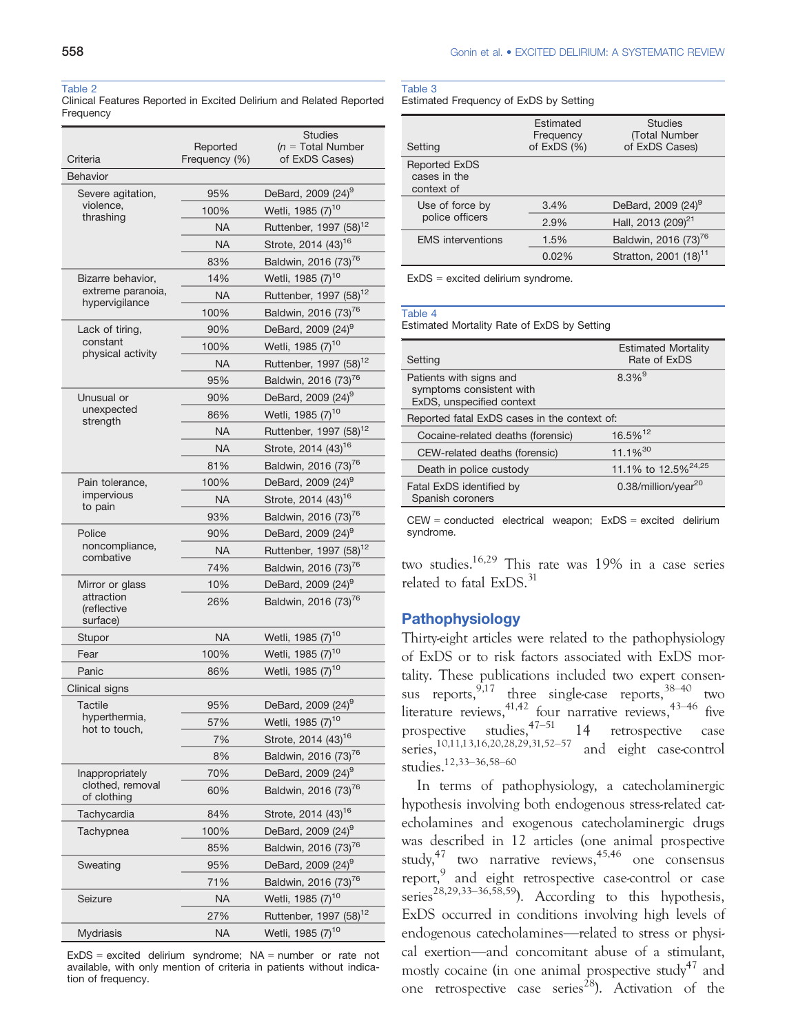Table 2
Clinical Features Reported in Excited Delirium and Related Reported Frequency

| Criteria | Reported Frequency (%) | Studies (n = Total Number of ExDS Cases) |
|---|---|---|
| **Behavior** | | |
| Severe agitation, violence, thrashing | 95% | DeBard, 2009 (24)[9] |
| | 100% | Wetli, 1985 (7)[10] |
| | NA | Ruttenber, 1997 (58)[12] |
| | NA | Strote, 2014 (43)[16] |
| | 83% | Baldwin, 2016 (73)[76] |
| Bizarre behavior, extreme paranoia, hypervigilance | 14% | Wetli, 1985 (7)[10] |
| | NA | Ruttenber, 1997 (58)[12] |
| | 100% | Baldwin, 2016 (73)[76] |
| Lack of tiring, constant physical activity | 90% | DeBard, 2009 (24)[9] |
| | 100% | Wetli, 1985 (7)[10] |
| | NA | Ruttenber, 1997 (58)[12] |
| | 95% | Baldwin, 2016 (73)[76] |
| Unusual or unexpected strength | 90% | DeBard, 2009 (24)[9] |
| | 86% | Wetli, 1985 (7)[10] |
| | NA | Ruttenber, 1997 (58)[12] |
| | NA | Strote, 2014 (43)[16] |
| | 81% | Baldwin, 2016 (73)[76] |
| Pain tolerance, impervious to pain | 100% | DeBard, 2009 (24)[9] |
| | NA | Strote, 2014 (43)[16] |
| | 93% | Baldwin, 2016 (73)[76] |
| Police noncompliance, combative | 90% | DeBard, 2009 (24)[9] |
| | NA | Ruttenber, 1997 (58)[12] |
| | 74% | Baldwin, 2016 (73)[76] |
| Mirror or glass attraction (reflective surface) | 10% | DeBard, 2009 (24)[9] |
| | 26% | Baldwin, 2016 (73)[76] |
| Stupor | NA | Wetli, 1985 (7)[10] |
| Fear | 100% | Wetli, 1985 (7)[10] |
| Panic | 86% | Wetli, 1985 (7)[10] |
| **Clinical signs** | | |
| Tactile hyperthermia, hot to touch, | 95% | DeBard, 2009 (24)[9] |
| | 57% | Wetli, 1985 (7)[10] |
| | 7% | Strote, 2014 (43)[16] |
| | 8% | Baldwin, 2016 (73)[76] |
| Inappropriately clothed, removal of clothing | 70% | DeBard, 2009 (24)[9] |
| | 60% | Baldwin, 2016 (73)[76] |
| Tachycardia | 84% | Strote, 2014 (43)[16] |
| Tachypnea | 100% | DeBard, 2009 (24)[9] |
| | 85% | Baldwin, 2016 (73)[76] |
| Sweating | 95% | DeBard, 2009 (24)[9] |
| | 71% | Baldwin, 2016 (73)[76] |
| Seizure | NA | Wetli, 1985 (7)[10] |
| | 27% | Ruttenber, 1997 (58)[12] |
| Mydriasis | NA | Wetli, 1985 (7)[10] |

ExDS = excited delirium syndrome; NA = number or rate not available, with only mention of criteria in patients without indication of frequency.

Table 3
Estimated Frequency of ExDS by Setting

| Setting | Estimated Frequency of ExDS (%) | Studies (Total Number of ExDS Cases) |
|---|---|---|
| Reported ExDS cases in the context of | | |
| Use of force by police officers | 3.4% | DeBard, 2009 (24)[9] |
| | 2.9% | Hall, 2013 (209)[21] |
| EMS interventions | 1.5% | Baldwin, 2016 (73)[76] |
| | 0.02% | Stratton, 2001 (18)[11] |

ExDS = excited delirium syndrome.

Table 4
Estimated Mortality Rate of ExDS by Setting

| Setting | Estimated Mortality Rate of ExDS |
|---|---|
| Patients with signs and symptoms consistent with ExDS, unspecified context | 8.3%[9] |
| Reported fatal ExDS cases in the context of: | |
| Cocaine-related deaths (forensic) | 16.5%[12] |
| CEW-related deaths (forensic) | 11.1%[30] |
| Death in police custody | 11.1% to 12.5%[24,25] |
| Fatal ExDS identified by Spanish coroners | 0.38/million/year[20] |

CEW = conducted electrical weapon; ExDS = excited delirium syndrome.

two studies.[16,29] This rate was 19% in a case series related to fatal ExDS.[31]

## Pathophysiology

Thirty-eight articles were related to the pathophysiology of ExDS or to risk factors associated with ExDS mortality. These publications included two expert consensus reports,[9,17] three single-case reports,[38–40] two literature reviews,[41,42] four narrative reviews,[43–46] five prospective studies,[47–51] 14 retrospective case series,[10,11,13,16,20,28,29,31,52–57] and eight case-control studies.[12,33–36,58–60]

In terms of pathophysiology, a catecholaminergic hypothesis involving both endogenous stress-related catecholamines and exogenous catecholaminergic drugs was described in 12 articles (one animal prospective study,[47] two narrative reviews,[45,46] one consensus report,[9] and eight retrospective case-control or case series[28,29,33–36,58,59]). According to this hypothesis, ExDS occurred in conditions involving high levels of endogenous catecholamines—related to stress or physical exertion—and concomitant abuse of a stimulant, mostly cocaine (in one animal prospective study[47] and one retrospective case series[28]). Activation of the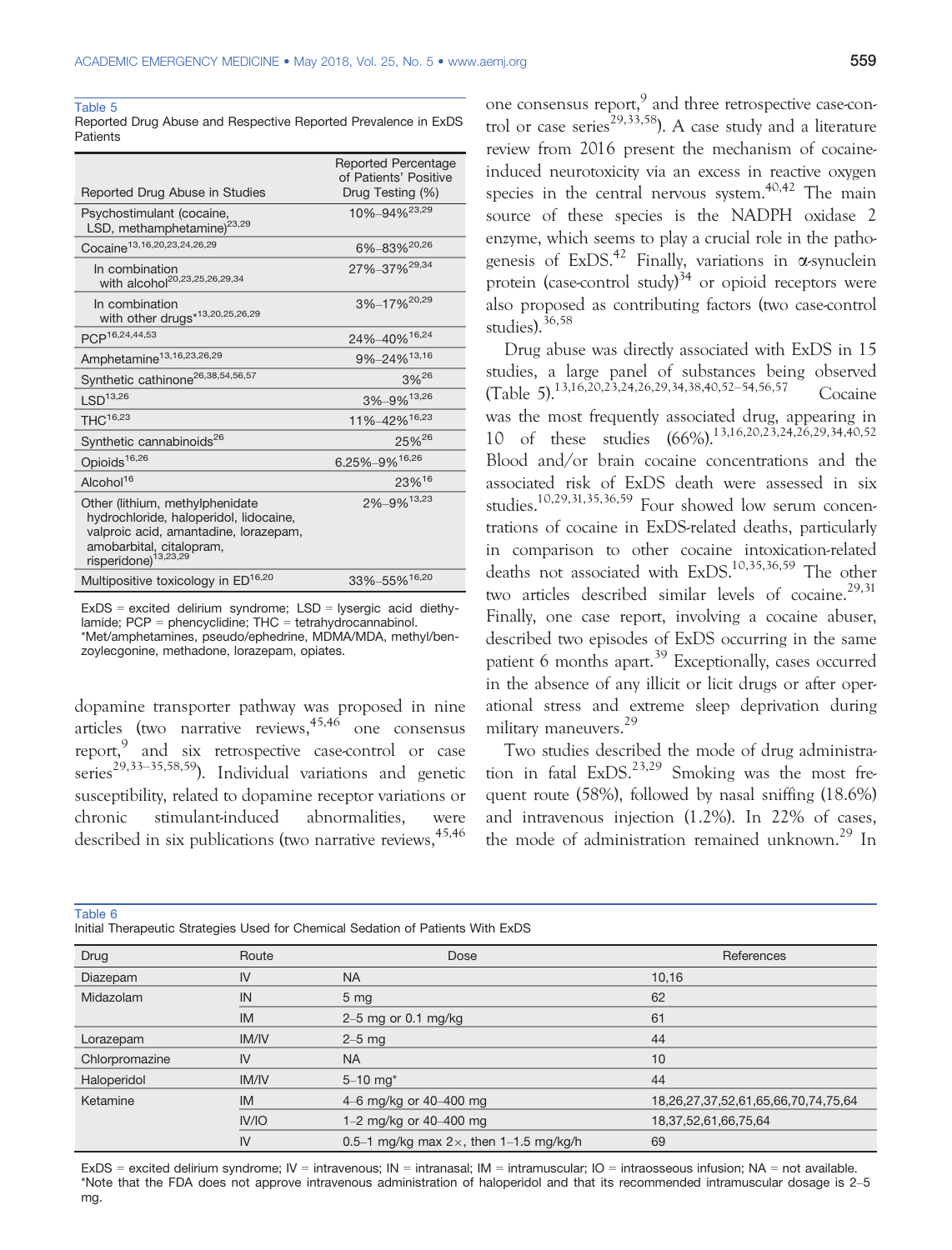Table 5
Reported Drug Abuse and Respective Reported Prevalence in ExDS Patients

| Reported Drug Abuse in Studies | Reported Percentage of Patients' Positive Drug Testing (%) |
|---|---|
| Psychostimulant (cocaine, LSD, methamphetamine)[23,29] | 10%–94%[23,29] |
| Cocaine[13,16,20,23,24,26,29] | 6%–83%[20,26] |
| In combination with alcohol[20,23,25,26,29,34] | 27%–37%[29,34] |
| In combination with other drugs*[13,20,25,26,29] | 3%–17%[20,29] |
| PCP[16,24,44,53] | 24%–40%[16,24] |
| Amphetamine[13,16,23,26,29] | 9%–24%[13,16] |
| Synthetic cathinone[26,38,54,56,57] | 3%[26] |
| LSD[13,26] | 3%–9%[13,26] |
| THC[16,23] | 11%–42%[16,23] |
| Synthetic cannabinoids[26] | 25%[26] |
| Opioids[16,26] | 6.25%–9%[16,26] |
| Alcohol[16] | 23%[16] |
| Other (lithium, methylphenidate hydrochloride, haloperidol, lidocaine, valproic acid, amantadine, lorazepam, amobarbital, citalopram, risperidone)[13,23,29] | 2%–9%[13,23] |
| Multipositive toxicology in ED[16,20] | 33%–55%[16,20] |

ExDS = excited delirium syndrome; LSD = lysergic acid diethylamide; PCP = phencyclidine; THC = tetrahydrocannabinol.
*Met/amphetamines, pseudo/ephedrine, MDMA/MDA, methyl/benzoylecgonine, methadone, lorazepam, opiates.

dopamine transporter pathway was proposed in nine articles (two narrative reviews,[45,46] one consensus report,[9] and six retrospective case-control or case series[29,33–35,58,59]). Individual variations and genetic susceptibility, related to dopamine receptor variations or chronic stimulant-induced abnormalities, were described in six publications (two narrative reviews,[45,46] one consensus report,[9] and three retrospective case-control or case series[29,33,58]). A case study and a literature review from 2016 present the mechanism of cocaine-induced neurotoxicity via an excess in reactive oxygen species in the central nervous system.[40,42] The main source of these species is the NADPH oxidase 2 enzyme, which seems to play a crucial role in the pathogenesis of ExDS.[42] Finally, variations in α-synuclein protein (case-control study)[34] or opioid receptors were also proposed as contributing factors (two case-control studies).[36,58]

Drug abuse was directly associated with ExDS in 15 studies, a large panel of substances being observed (Table 5).[13,16,20,23,24,26,29,34,38,40,52–54,56,57] Cocaine was the most frequently associated drug, appearing in 10 of these studies (66%).[13,16,20,23,24,26,29,34,40,52] Blood and/or brain cocaine concentrations and the associated risk of ExDS death were assessed in six studies.[10,29,31,35,36,59] Four showed low serum concentrations of cocaine in ExDS-related deaths, particularly in comparison to other cocaine intoxication-related deaths not associated with ExDS.[10,35,36,59] The other two articles described similar levels of cocaine.[29,31] Finally, one case report, involving a cocaine abuser, described two episodes of ExDS occurring in the same patient 6 months apart.[39] Exceptionally, cases occurred in the absence of any illicit or licit drugs or after operational stress and extreme sleep deprivation during military maneuvers.[29]

Two studies described the mode of drug administration in fatal ExDS.[23,29] Smoking was the most frequent route (58%), followed by nasal sniffing (18.6%) and intravenous injection (1.2%). In 22% of cases, the mode of administration remained unknown.[29] In

Table 6
Initial Therapeutic Strategies Used for Chemical Sedation of Patients With ExDS

| Drug | Route | Dose | References |
|---|---|---|---|
| Diazepam | IV | NA | 10,16 |
| Midazolam | IN | 5 mg | 62 |
| | IM | 2–5 mg or 0.1 mg/kg | 61 |
| Lorazepam | IM/IV | 2–5 mg | 44 |
| Chlorpromazine | IV | NA | 10 |
| Haloperidol | IM/IV | 5–10 mg* | 44 |
| Ketamine | IM | 4–6 mg/kg or 40–400 mg | 18,26,27,37,52,61,65,66,70,74,75,64 |
| | IV/IO | 1–2 mg/kg or 40–400 mg | 18,37,52,61,66,75,64 |
| | IV | 0.5–1 mg/kg max 2×, then 1–1.5 mg/kg/h | 69 |

ExDS = excited delirium syndrome; IV = intravenous; IN = intranasal; IM = intramuscular; IO = intraosseous infusion; NA = not available.
*Note that the FDA does not approve intravenous administration of haloperidol and that its recommended intramuscular dosage is 2–5 mg.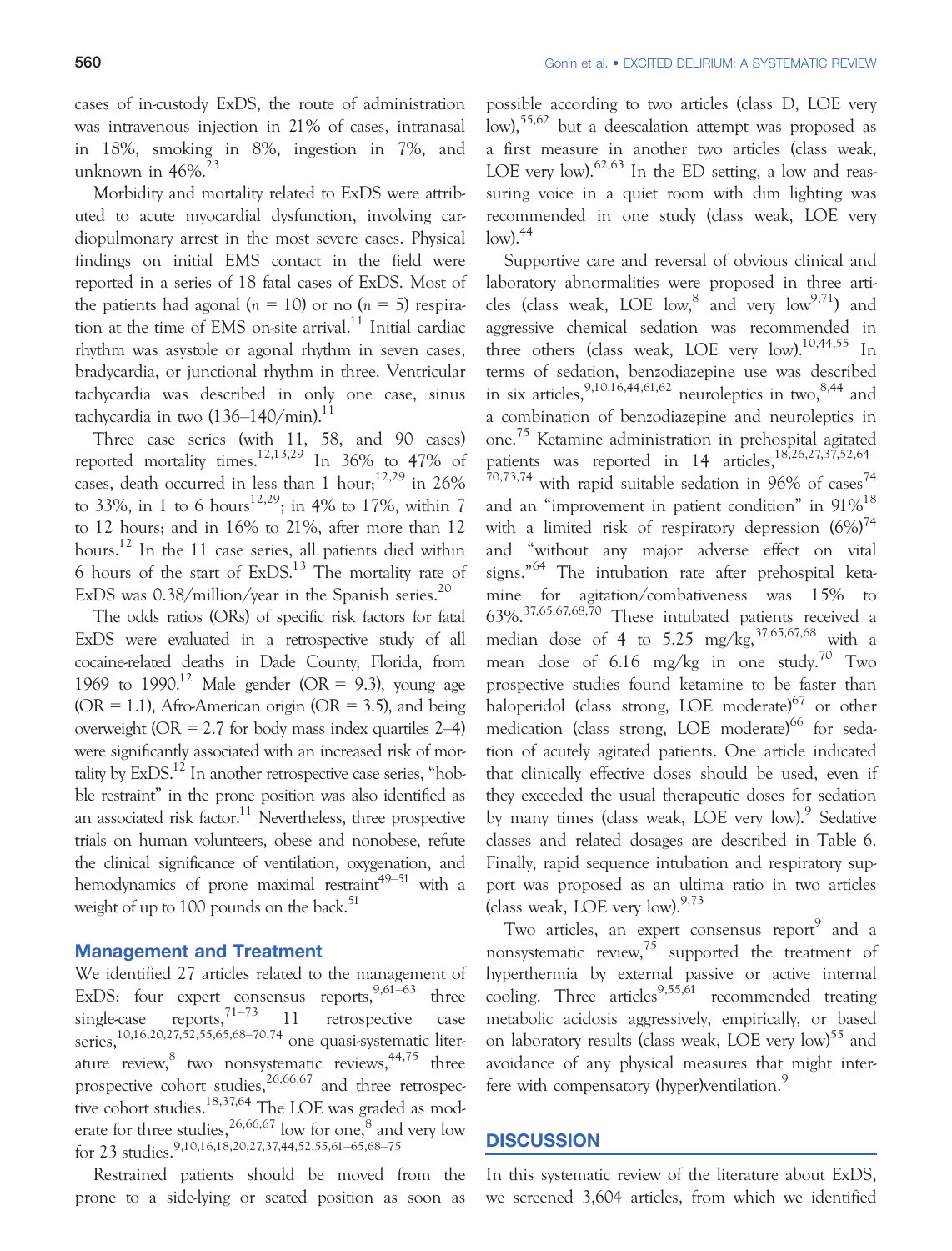cases of in-custody ExDS, the route of administration was intravenous injection in 21% of cases, intranasal in 18%, smoking in 8%, ingestion in 7%, and unknown in 46%.[23]

Morbidity and mortality related to ExDS were attributed to acute myocardial dysfunction, involving cardiopulmonary arrest in the most severe cases. Physical findings on initial EMS contact in the field were reported in a series of 18 fatal cases of ExDS. Most of the patients had agonal ($n$ = 10) or no ($n$ = 5) respiration at the time of EMS on-site arrival.[11] Initial cardiac rhythm was asystole or agonal rhythm in seven cases, bradycardia, or junctional rhythm in three. Ventricular tachycardia was described in only one case, sinus tachycardia in two (136–140/min).[11]

Three case series (with 11, 58, and 90 cases) reported mortality times.[12,13,29] In 36% to 47% of cases, death occurred in less than 1 hour;[12,29] in 26% to 33%, in 1 to 6 hours[12,29]; in 4% to 17%, within 7 to 12 hours; and in 16% to 21%, after more than 12 hours.[12] In the 11 case series, all patients died within 6 hours of the start of ExDS.[13] The mortality rate of ExDS was 0.38/million/year in the Spanish series.[20]

The odds ratios (ORs) of specific risk factors for fatal ExDS were evaluated in a retrospective study of all cocaine-related deaths in Dade County, Florida, from 1969 to 1990.[12] Male gender (OR = 9.3), young age (OR = 1.1), Afro-American origin (OR = 3.5), and being overweight (OR = 2.7 for body mass index quartiles 2–4) were significantly associated with an increased risk of mortality by ExDS.[12] In another retrospective case series, "hobble restraint" in the prone position was also identified as an associated risk factor.[11] Nevertheless, three prospective trials on human volunteers, obese and nonobese, refute the clinical significance of ventilation, oxygenation, and hemodynamics of prone maximal restraint[49–51] with a weight of up to 100 pounds on the back.[51]

## Management and Treatment

We identified 27 articles related to the management of ExDS: four expert consensus reports,[9,61–63] three single-case reports,[71–73] 11 retrospective case series,[10,16,20,27,52,55,65,68–70,74] one quasi-systematic literature review,[8] two nonsystematic reviews,[44,75] three prospective cohort studies,[26,66,67] and three retrospective cohort studies.[18,37,64] The LOE was graded as moderate for three studies,[26,66,67] low for one,[8] and very low for 23 studies.[9,10,16,18,20,27,37,44,52,55,61–65,68–75]

Restrained patients should be moved from the prone to a side-lying or seated position as soon as possible according to two articles (class D, LOE very low),[55,62] but a deescalation attempt was proposed as a first measure in another two articles (class weak, LOE very low).[62,63] In the ED setting, a low and reassuring voice in a quiet room with dim lighting was recommended in one study (class weak, LOE very low).[44]

Supportive care and reversal of obvious clinical and laboratory abnormalities were proposed in three articles (class weak, LOE low,[8] and very low[9,71]) and aggressive chemical sedation was recommended in three others (class weak, LOE very low).[10,44,55] In terms of sedation, benzodiazepine use was described in six articles,[9,10,16,44,61,62] neuroleptics in two,[8,44] and a combination of benzodiazepine and neuroleptics in one.[75] Ketamine administration in prehospital agitated patients was reported in 14 articles,[18,26,27,37,52,64–70,73,74] with rapid suitable sedation in 96% of cases[74] and an "improvement in patient condition" in 91%[18] with a limited risk of respiratory depression (6%)[74] and "without any major adverse effect on vital signs."[64] The intubation rate after prehospital ketamine for agitation/combativeness was 15% to 63%.[37,65,67,68,70] These intubated patients received a median dose of 4 to 5.25 mg/kg,[37,65,67,68] with a mean dose of 6.16 mg/kg in one study.[70] Two prospective studies found ketamine to be faster than haloperidol (class strong, LOE moderate)[67] or other medication (class strong, LOE moderate)[66] for sedation of acutely agitated patients. One article indicated that clinically effective doses should be used, even if they exceeded the usual therapeutic doses for sedation by many times (class weak, LOE very low).[9] Sedative classes and related dosages are described in Table 6. Finally, rapid sequence intubation and respiratory support was proposed as an ultima ratio in two articles (class weak, LOE very low).[9,73]

Two articles, an expert consensus report[9] and a nonsystematic review,[75] supported the treatment of hyperthermia by external passive or active internal cooling. Three articles[9,55,61] recommended treating metabolic acidosis aggressively, empirically, or based on laboratory results (class weak, LOE very low)[55] and avoidance of any physical measures that might interfere with compensatory (hyper)ventilation.[9]

## DISCUSSION

In this systematic review of the literature about ExDS, we screened 3,604 articles, from which we identified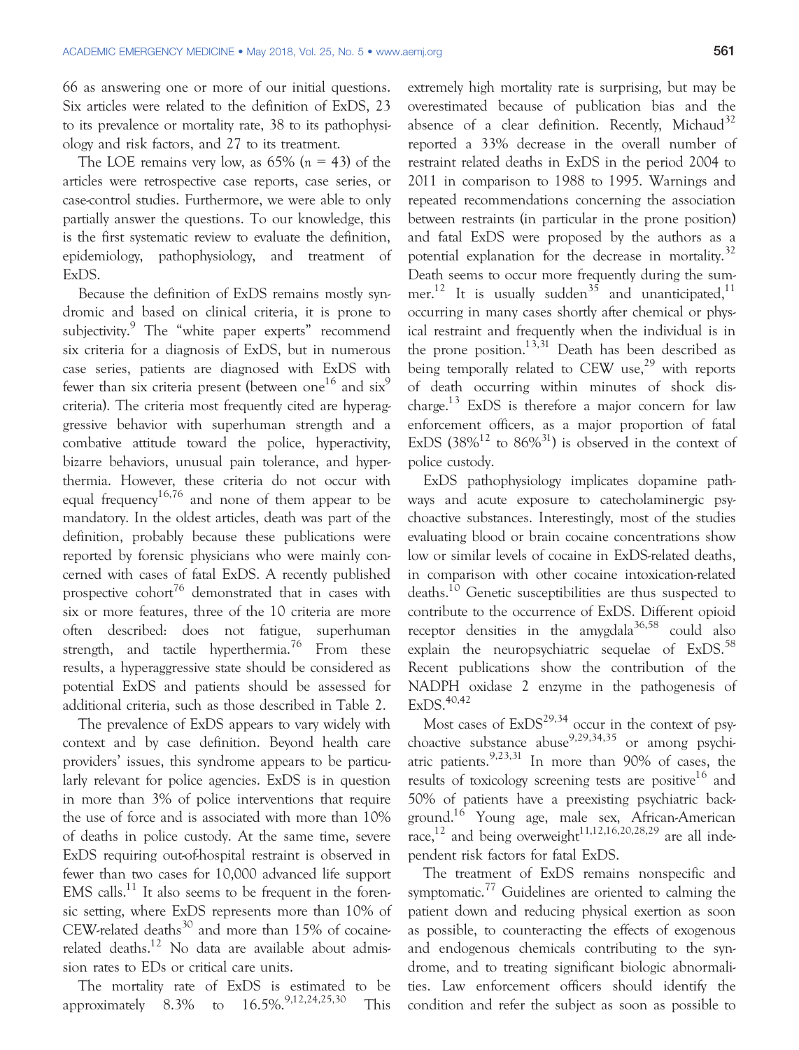66 as answering one or more of our initial questions. Six articles were related to the definition of ExDS, 23 to its prevalence or mortality rate, 38 to its pathophysiology and risk factors, and 27 to its treatment.

The LOE remains very low, as 65% ($n = 43$) of the articles were retrospective case reports, case series, or case-control studies. Furthermore, we were able to only partially answer the questions. To our knowledge, this is the first systematic review to evaluate the definition, epidemiology, pathophysiology, and treatment of ExDS.

Because the definition of ExDS remains mostly syndromic and based on clinical criteria, it is prone to subjectivity.[9] The "white paper experts" recommend six criteria for a diagnosis of ExDS, but in numerous case series, patients are diagnosed with ExDS with fewer than six criteria present (between one[16] and six[9] criteria). The criteria most frequently cited are hyperaggressive behavior with superhuman strength and a combative attitude toward the police, hyperactivity, bizarre behaviors, unusual pain tolerance, and hyperthermia. However, these criteria do not occur with equal frequency[16,76] and none of them appear to be mandatory. In the oldest articles, death was part of the definition, probably because these publications were reported by forensic physicians who were mainly concerned with cases of fatal ExDS. A recently published prospective cohort[76] demonstrated that in cases with six or more features, three of the 10 criteria are more often described: does not fatigue, superhuman strength, and tactile hyperthermia.[76] From these results, a hyperaggressive state should be considered as potential ExDS and patients should be assessed for additional criteria, such as those described in Table 2.

The prevalence of ExDS appears to vary widely with context and by case definition. Beyond health care providers' issues, this syndrome appears to be particularly relevant for police agencies. ExDS is in question in more than 3% of police interventions that require the use of force and is associated with more than 10% of deaths in police custody. At the same time, severe ExDS requiring out-of-hospital restraint is observed in fewer than two cases for 10,000 advanced life support EMS calls.[11] It also seems to be frequent in the forensic setting, where ExDS represents more than 10% of CEW-related deaths[30] and more than 15% of cocaine-related deaths.[12] No data are available about admission rates to EDs or critical care units.

The mortality rate of ExDS is estimated to be approximately 8.3% to 16.5%.[9,12,24,25,30] This extremely high mortality rate is surprising, but may be overestimated because of publication bias and the absence of a clear definition. Recently, Michaud[32] reported a 33% decrease in the overall number of restraint related deaths in ExDS in the period 2004 to 2011 in comparison to 1988 to 1995. Warnings and repeated recommendations concerning the association between restraints (in particular in the prone position) and fatal ExDS were proposed by the authors as a potential explanation for the decrease in mortality.[32] Death seems to occur more frequently during the summer.[12] It is usually sudden[35] and unanticipated,[11] occurring in many cases shortly after chemical or physical restraint and frequently when the individual is in the prone position.[13,31] Death has been described as being temporally related to CEW use,[29] with reports of death occurring within minutes of shock discharge.[13] ExDS is therefore a major concern for law enforcement officers, as a major proportion of fatal ExDS (38%[12] to 86%[31]) is observed in the context of police custody.

ExDS pathophysiology implicates dopamine pathways and acute exposure to catecholaminergic psychoactive substances. Interestingly, most of the studies evaluating blood or brain cocaine concentrations show low or similar levels of cocaine in ExDS-related deaths, in comparison with other cocaine intoxication-related deaths.[10] Genetic susceptibilities are thus suspected to contribute to the occurrence of ExDS. Different opioid receptor densities in the amygdala[36,58] could also explain the neuropsychiatric sequelae of ExDS.[58] Recent publications show the contribution of the NADPH oxidase 2 enzyme in the pathogenesis of ExDS.[40,42]

Most cases of ExDS[29,34] occur in the context of psychoactive substance abuse[9,29,34,35] or among psychiatric patients.[9,23,31] In more than 90% of cases, the results of toxicology screening tests are positive[16] and 50% of patients have a preexisting psychiatric background.[16] Young age, male sex, African-American race,[12] and being overweight[11,12,16,20,28,29] are all independent risk factors for fatal ExDS.

The treatment of ExDS remains nonspecific and symptomatic.[77] Guidelines are oriented to calming the patient down and reducing physical exertion as soon as possible, to counteracting the effects of exogenous and endogenous chemicals contributing to the syndrome, and to treating significant biologic abnormalities. Law enforcement officers should identify the condition and refer the subject as soon as possible to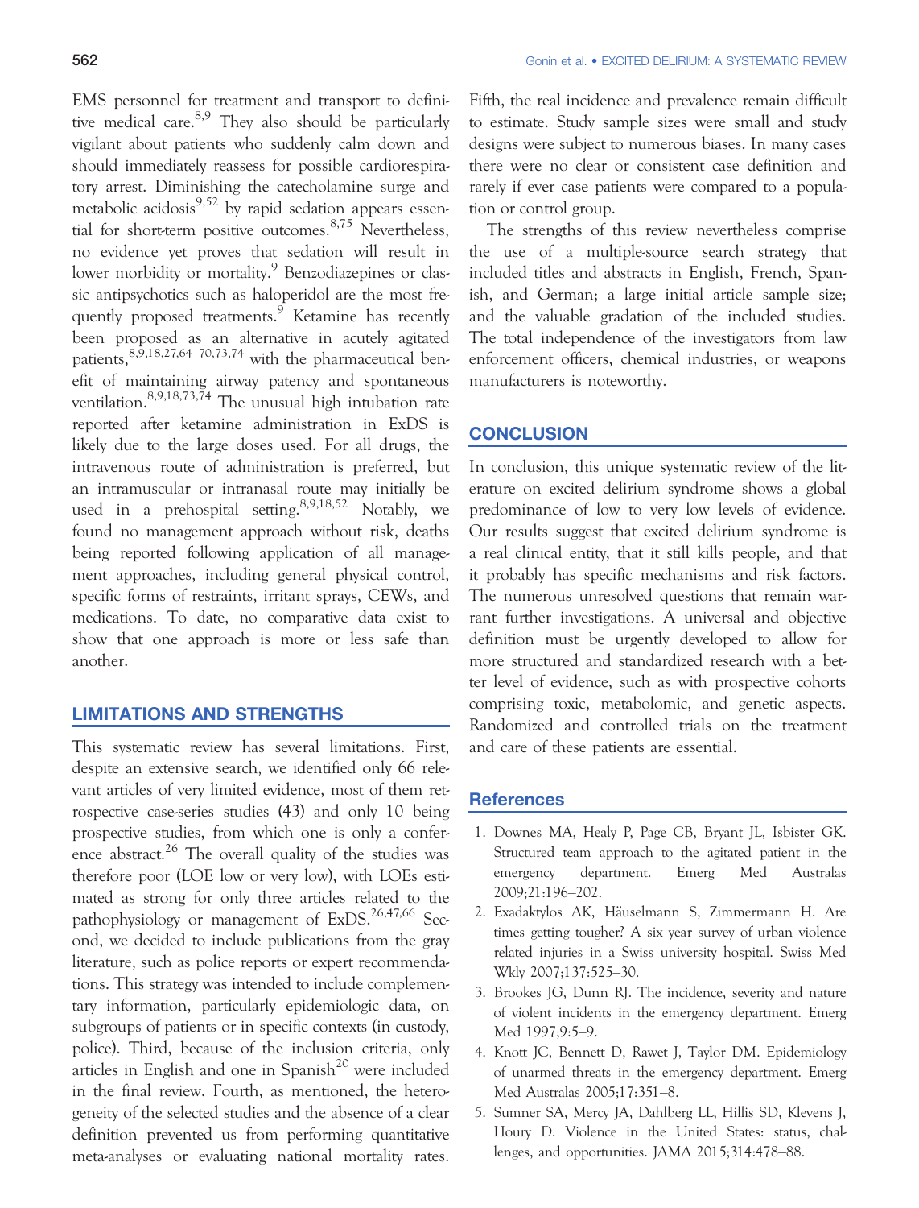EMS personnel for treatment and transport to definitive medical care.[8,9] They also should be particularly vigilant about patients who suddenly calm down and should immediately reassess for possible cardiorespiratory arrest. Diminishing the catecholamine surge and metabolic acidosis[9,52] by rapid sedation appears essential for short-term positive outcomes.[8,75] Nevertheless, no evidence yet proves that sedation will result in lower morbidity or mortality.[9] Benzodiazepines or classic antipsychotics such as haloperidol are the most frequently proposed treatments.[9] Ketamine has recently been proposed as an alternative in acutely agitated patients,[8,9,18,27,64–70,73,74] with the pharmaceutical benefit of maintaining airway patency and spontaneous ventilation.[8,9,18,73,74] The unusual high intubation rate reported after ketamine administration in ExDS is likely due to the large doses used. For all drugs, the intravenous route of administration is preferred, but an intramuscular or intranasal route may initially be used in a prehospital setting.[8,9,18,52] Notably, we found no management approach without risk, deaths being reported following application of all management approaches, including general physical control, specific forms of restraints, irritant sprays, CEWs, and medications. To date, no comparative data exist to show that one approach is more or less safe than another.

## LIMITATIONS AND STRENGTHS

This systematic review has several limitations. First, despite an extensive search, we identified only 66 relevant articles of very limited evidence, most of them retrospective case-series studies (43) and only 10 being prospective studies, from which one is only a conference abstract.[26] The overall quality of the studies was therefore poor (LOE low or very low), with LOEs estimated as strong for only three articles related to the pathophysiology or management of ExDS.[26,47,66] Second, we decided to include publications from the gray literature, such as police reports or expert recommendations. This strategy was intended to include complementary information, particularly epidemiologic data, on subgroups of patients or in specific contexts (in custody, police). Third, because of the inclusion criteria, only articles in English and one in Spanish[20] were included in the final review. Fourth, as mentioned, the heterogeneity of the selected studies and the absence of a clear definition prevented us from performing quantitative meta-analyses or evaluating national mortality rates. Fifth, the real incidence and prevalence remain difficult to estimate. Study sample sizes were small and study designs were subject to numerous biases. In many cases there were no clear or consistent case definition and rarely if ever case patients were compared to a population or control group.

The strengths of this review nevertheless comprise the use of a multiple-source search strategy that included titles and abstracts in English, French, Spanish, and German; a large initial article sample size; and the valuable gradation of the included studies. The total independence of the investigators from law enforcement officers, chemical industries, or weapons manufacturers is noteworthy.

## CONCLUSION

In conclusion, this unique systematic review of the literature on excited delirium syndrome shows a global predominance of low to very low levels of evidence. Our results suggest that excited delirium syndrome is a real clinical entity, that it still kills people, and that it probably has specific mechanisms and risk factors. The numerous unresolved questions that remain warrant further investigations. A universal and objective definition must be urgently developed to allow for more structured and standardized research with a better level of evidence, such as with prospective cohorts comprising toxic, metabolomic, and genetic aspects. Randomized and controlled trials on the treatment and care of these patients are essential.

## References

1. Downes MA, Healy P, Page CB, Bryant JL, Isbister GK. Structured team approach to the agitated patient in the emergency department. Emerg Med Australas 2009;21:196–202.
2. Exadaktylos AK, Häuselmann S, Zimmermann H. Are times getting tougher? A six year survey of urban violence related injuries in a Swiss university hospital. Swiss Med Wkly 2007;137:525–30.
3. Brookes JG, Dunn RJ. The incidence, severity and nature of violent incidents in the emergency department. Emerg Med 1997;9:5–9.
4. Knott JC, Bennett D, Rawet J, Taylor DM. Epidemiology of unarmed threats in the emergency department. Emerg Med Australas 2005;17:351–8.
5. Sumner SA, Mercy JA, Dahlberg LL, Hillis SD, Klevens J, Houry D. Violence in the United States: status, challenges, and opportunities. JAMA 2015;314:478–88.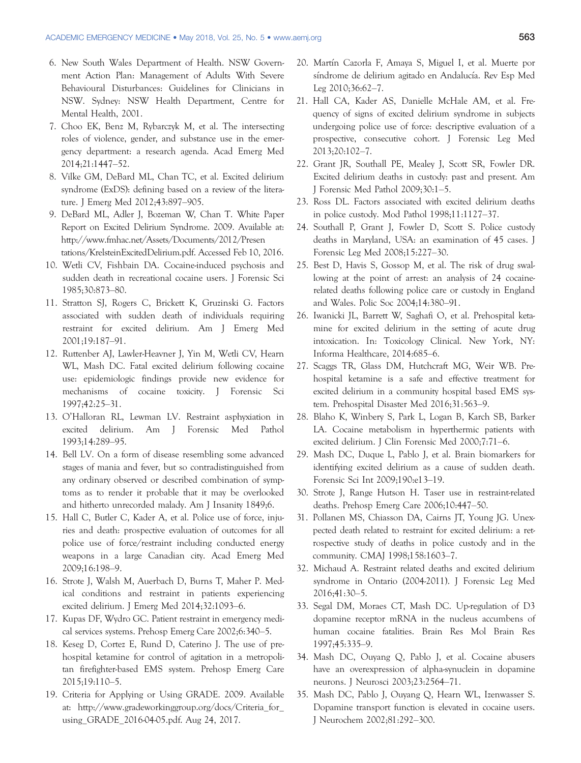6. New South Wales Department of Health. NSW Government Action Plan: Management of Adults With Severe Behavioural Disturbances: Guidelines for Clinicians in NSW. Sydney: NSW Health Department, Centre for Mental Health, 2001.
7. Choo EK, Benz M, Rybarczyk M, et al. The intersecting roles of violence, gender, and substance use in the emergency department: a research agenda. Acad Emerg Med 2014;21:1447–52.
8. Vilke GM, DeBard ML, Chan TC, et al. Excited delirium syndrome (ExDS): defining based on a review of the literature. J Emerg Med 2012;43:897–905.
9. DeBard ML, Adler J, Bozeman W, Chan T. White Paper Report on Excited Delirium Syndrome. 2009. Available at: http://www.fmhac.net/Assets/Documents/2012/Presentations/KrelsteinExcitedDelirium.pdf. Accessed Feb 10, 2016.
10. Wetli CV, Fishbain DA. Cocaine-induced psychosis and sudden death in recreational cocaine users. J Forensic Sci 1985;30:873–80.
11. Stratton SJ, Rogers C, Brickett K, Gruzinski G. Factors associated with sudden death of individuals requiring restraint for excited delirium. Am J Emerg Med 2001;19:187–91.
12. Ruttenber AJ, Lawler-Heavner J, Yin M, Wetli CV, Hearn WL, Mash DC. Fatal excited delirium following cocaine use: epidemiologic findings provide new evidence for mechanisms of cocaine toxicity. J Forensic Sci 1997;42:25–31.
13. O'Halloran RL, Lewman LV. Restraint asphyxiation in excited delirium. Am J Forensic Med Pathol 1993;14:289–95.
14. Bell LV. On a form of disease resembling some advanced stages of mania and fever, but so contradistinguished from any ordinary observed or described combination of symptoms as to render it probable that it may be overlooked and hitherto unrecorded malady. Am J Insanity 1849;6.
15. Hall C, Butler C, Kader A, et al. Police use of force, injuries and death: prospective evaluation of outcomes for all police use of force/restraint including conducted energy weapons in a large Canadian city. Acad Emerg Med 2009;16:198–9.
16. Strote J, Walsh M, Auerbach D, Burns T, Maher P. Medical conditions and restraint in patients experiencing excited delirium. J Emerg Med 2014;32:1093–6.
17. Kupas DF, Wydro GC. Patient restraint in emergency medical services systems. Prehosp Emerg Care 2002;6:340–5.
18. Keseg D, Cortez E, Rund D, Caterino J. The use of prehospital ketamine for control of agitation in a metropolitan firefighter-based EMS system. Prehosp Emerg Care 2015;19:110–5.
19. Criteria for Applying or Using GRADE. 2009. Available at: http://www.gradeworkinggroup.org/docs/Criteria_for_using_GRADE_2016-04-05.pdf. Aug 24, 2017.
20. Martín Cazorla F, Amaya S, Miguel I, et al. Muerte por síndrome de delirium agitado en Andalucía. Rev Esp Med Leg 2010;36:62–7.
21. Hall CA, Kader AS, Danielle McHale AM, et al. Frequency of signs of excited delirium syndrome in subjects undergoing police use of force: descriptive evaluation of a prospective, consecutive cohort. J Forensic Leg Med 2013;20:102–7.
22. Grant JR, Southall PE, Mealey J, Scott SR, Fowler DR. Excited delirium deaths in custody: past and present. Am J Forensic Med Pathol 2009;30:1–5.
23. Ross DL. Factors associated with excited delirium deaths in police custody. Mod Pathol 1998;11:1127–37.
24. Southall P, Grant J, Fowler D, Scott S. Police custody deaths in Maryland, USA: an examination of 45 cases. J Forensic Leg Med 2008;15:227–30.
25. Best D, Havis S, Gossop M, et al. The risk of drug swallowing at the point of arrest: an analysis of 24 cocaine-related deaths following police care or custody in England and Wales. Polic Soc 2004;14:380–91.
26. Iwanicki JL, Barrett W, Saghafi O, et al. Prehospital ketamine for excited delirium in the setting of acute drug intoxication. In: Toxicology Clinical. New York, NY: Informa Healthcare, 2014:685–6.
27. Scaggs TR, Glass DM, Hutchcraft MG, Weir WB. Prehospital ketamine is a safe and effective treatment for excited delirium in a community hospital based EMS system. Prehospital Disaster Med 2016;31:563–9.
28. Blaho K, Winbery S, Park L, Logan B, Karch SB, Barker LA. Cocaine metabolism in hyperthermic patients with excited delirium. J Clin Forensic Med 2000;7:71–6.
29. Mash DC, Duque L, Pablo J, et al. Brain biomarkers for identifying excited delirium as a cause of sudden death. Forensic Sci Int 2009;190:e13–19.
30. Strote J, Range Hutson H. Taser use in restraint-related deaths. Prehosp Emerg Care 2006;10:447–50.
31. Pollanen MS, Chiasson DA, Cairns JT, Young JG. Unexpected death related to restraint for excited delirium: a retrospective study of deaths in police custody and in the community. CMAJ 1998;158:1603–7.
32. Michaud A. Restraint related deaths and excited delirium syndrome in Ontario (2004-2011). J Forensic Leg Med 2016;41:30–5.
33. Segal DM, Moraes CT, Mash DC. Up-regulation of D3 dopamine receptor mRNA in the nucleus accumbens of human cocaine fatalities. Brain Res Mol Brain Res 1997;45:335–9.
34. Mash DC, Ouyang Q, Pablo J, et al. Cocaine abusers have an overexpression of alpha-synuclein in dopamine neurons. J Neurosci 2003;23:2564–71.
35. Mash DC, Pablo J, Ouyang Q, Hearn WL, Izenwasser S. Dopamine transport function is elevated in cocaine users. J Neurochem 2002;81:292–300.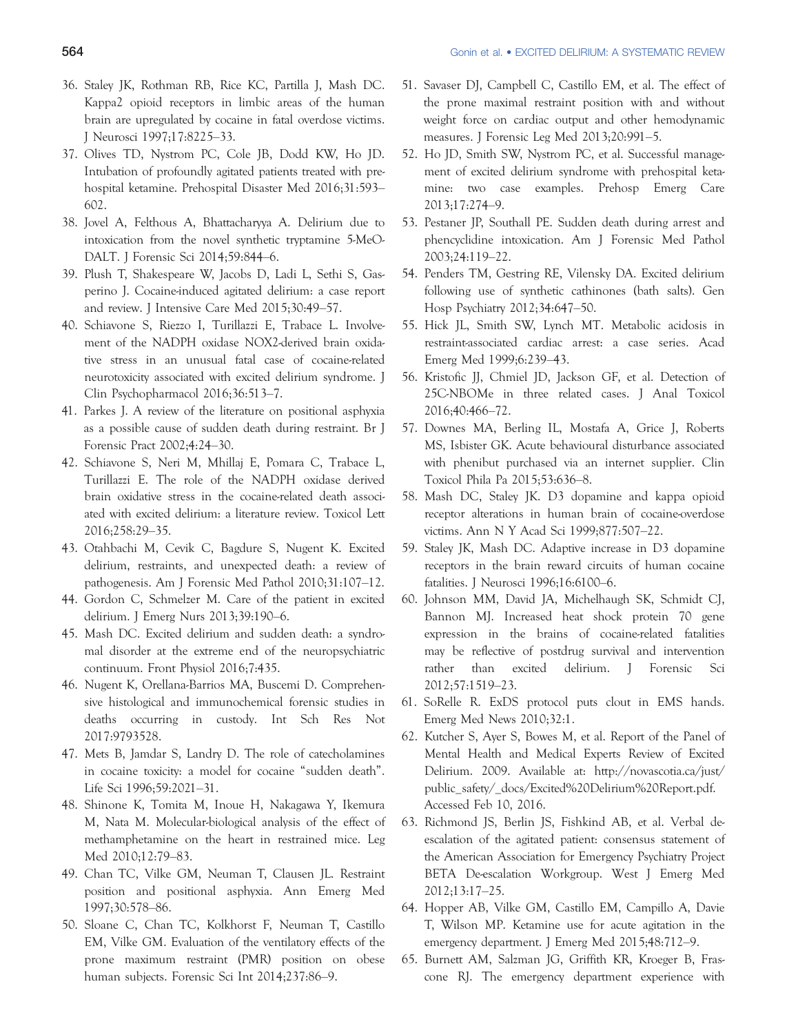36. Staley JK, Rothman RB, Rice KC, Partilla J, Mash DC. Kappa2 opioid receptors in limbic areas of the human brain are upregulated by cocaine in fatal overdose victims. J Neurosci 1997;17:8225–33.
37. Olives TD, Nystrom PC, Cole JB, Dodd KW, Ho JD. Intubation of profoundly agitated patients treated with prehospital ketamine. Prehospital Disaster Med 2016;31:593–602.
38. Jovel A, Felthous A, Bhattacharyya A. Delirium due to intoxication from the novel synthetic tryptamine 5-MeO-DALT. J Forensic Sci 2014;59:844–6.
39. Plush T, Shakespeare W, Jacobs D, Ladi L, Sethi S, Gasperino J. Cocaine-induced agitated delirium: a case report and review. J Intensive Care Med 2015;30:49–57.
40. Schiavone S, Riezzo I, Turillazzi E, Trabace L. Involvement of the NADPH oxidase NOX2-derived brain oxidative stress in an unusual fatal case of cocaine-related neurotoxicity associated with excited delirium syndrome. J Clin Psychopharmacol 2016;36:513–7.
41. Parkes J. A review of the literature on positional asphyxia as a possible cause of sudden death during restraint. Br J Forensic Pract 2002;4:24–30.
42. Schiavone S, Neri M, Mhillaj E, Pomara C, Trabace L, Turillazzi E. The role of the NADPH oxidase derived brain oxidative stress in the cocaine-related death associated with excited delirium: a literature review. Toxicol Lett 2016;258:29–35.
43. Otahbachi M, Cevik C, Bagdure S, Nugent K. Excited delirium, restraints, and unexpected death: a review of pathogenesis. Am J Forensic Med Pathol 2010;31:107–12.
44. Gordon C, Schmelzer M. Care of the patient in excited delirium. J Emerg Nurs 2013;39:190–6.
45. Mash DC. Excited delirium and sudden death: a syndromal disorder at the extreme end of the neuropsychiatric continuum. Front Physiol 2016;7:435.
46. Nugent K, Orellana-Barrios MA, Buscemi D. Comprehensive histological and immunochemical forensic studies in deaths occurring in custody. Int Sch Res Not 2017:9793528.
47. Mets B, Jamdar S, Landry D. The role of catecholamines in cocaine toxicity: a model for cocaine "sudden death". Life Sci 1996;59:2021–31.
48. Shinone K, Tomita M, Inoue H, Nakagawa Y, Ikemura M, Nata M. Molecular-biological analysis of the effect of methamphetamine on the heart in restrained mice. Leg Med 2010;12:79–83.
49. Chan TC, Vilke GM, Neuman T, Clausen JL. Restraint position and positional asphyxia. Ann Emerg Med 1997;30:578–86.
50. Sloane C, Chan TC, Kolkhorst F, Neuman T, Castillo EM, Vilke GM. Evaluation of the ventilatory effects of the prone maximum restraint (PMR) position on obese human subjects. Forensic Sci Int 2014;237:86–9.
51. Savaser DJ, Campbell C, Castillo EM, et al. The effect of the prone maximal restraint position with and without weight force on cardiac output and other hemodynamic measures. J Forensic Leg Med 2013;20:991–5.
52. Ho JD, Smith SW, Nystrom PC, et al. Successful management of excited delirium syndrome with prehospital ketamine: two case examples. Prehosp Emerg Care 2013;17:274–9.
53. Pestaner JP, Southall PE. Sudden death during arrest and phencyclidine intoxication. Am J Forensic Med Pathol 2003;24:119–22.
54. Penders TM, Gestring RE, Vilensky DA. Excited delirium following use of synthetic cathinones (bath salts). Gen Hosp Psychiatry 2012;34:647–50.
55. Hick JL, Smith SW, Lynch MT. Metabolic acidosis in restraint-associated cardiac arrest: a case series. Acad Emerg Med 1999;6:239–43.
56. Kristofic JJ, Chmiel JD, Jackson GF, et al. Detection of 25C-NBOMe in three related cases. J Anal Toxicol 2016;40:466–72.
57. Downes MA, Berling IL, Mostafa A, Grice J, Roberts MS, Isbister GK. Acute behavioural disturbance associated with phenibut purchased via an internet supplier. Clin Toxicol Phila Pa 2015;53:636–8.
58. Mash DC, Staley JK. D3 dopamine and kappa opioid receptor alterations in human brain of cocaine-overdose victims. Ann N Y Acad Sci 1999;877:507–22.
59. Staley JK, Mash DC. Adaptive increase in D3 dopamine receptors in the brain reward circuits of human cocaine fatalities. J Neurosci 1996;16:6100–6.
60. Johnson MM, David JA, Michelhaugh SK, Schmidt CJ, Bannon MJ. Increased heat shock protein 70 gene expression in the brains of cocaine-related fatalities may be reflective of postdrug survival and intervention rather than excited delirium. J Forensic Sci 2012;57:1519–23.
61. SoRelle R. ExDS protocol puts clout in EMS hands. Emerg Med News 2010;32:1.
62. Kutcher S, Ayer S, Bowes M, et al. Report of the Panel of Mental Health and Medical Experts Review of Excited Delirium. 2009. Available at: http://novascotia.ca/just/public_safety/_docs/Excited%20Delirium%20Report.pdf. Accessed Feb 10, 2016.
63. Richmond JS, Berlin JS, Fishkind AB, et al. Verbal de-escalation of the agitated patient: consensus statement of the American Association for Emergency Psychiatry Project BETA De-escalation Workgroup. West J Emerg Med 2012;13:17–25.
64. Hopper AB, Vilke GM, Castillo EM, Campillo A, Davie T, Wilson MP. Ketamine use for acute agitation in the emergency department. J Emerg Med 2015;48:712–9.
65. Burnett AM, Salzman JG, Griffith KR, Kroeger B, Frascone RJ. The emergency department experience with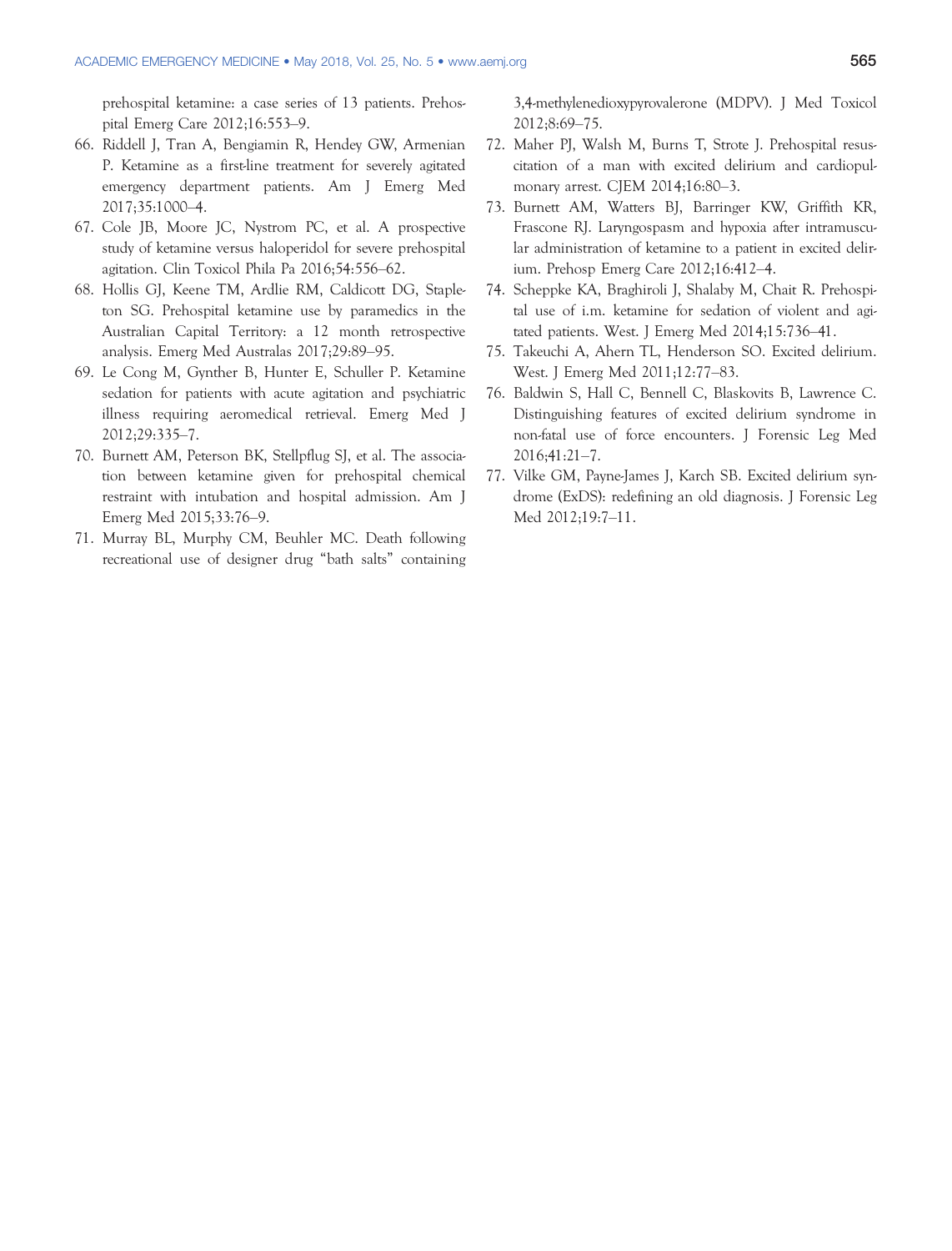prehospital ketamine: a case series of 13 patients. Prehospital Emerg Care 2012;16:553–9.

66. Riddell J, Tran A, Bengiamin R, Hendey GW, Armenian P. Ketamine as a first-line treatment for severely agitated emergency department patients. Am J Emerg Med 2017;35:1000–4.
67. Cole JB, Moore JC, Nystrom PC, et al. A prospective study of ketamine versus haloperidol for severe prehospital agitation. Clin Toxicol Phila Pa 2016;54:556–62.
68. Hollis GJ, Keene TM, Ardlie RM, Caldicott DG, Stapleton SG. Prehospital ketamine use by paramedics in the Australian Capital Territory: a 12 month retrospective analysis. Emerg Med Australas 2017;29:89–95.
69. Le Cong M, Gynther B, Hunter E, Schuller P. Ketamine sedation for patients with acute agitation and psychiatric illness requiring aeromedical retrieval. Emerg Med J 2012;29:335–7.
70. Burnett AM, Peterson BK, Stellpflug SJ, et al. The association between ketamine given for prehospital chemical restraint with intubation and hospital admission. Am J Emerg Med 2015;33:76–9.
71. Murray BL, Murphy CM, Beuhler MC. Death following recreational use of designer drug "bath salts" containing 3,4-methylenedioxypyrovalerone (MDPV). J Med Toxicol 2012;8:69–75.
72. Maher PJ, Walsh M, Burns T, Strote J. Prehospital resuscitation of a man with excited delirium and cardiopulmonary arrest. CJEM 2014;16:80–3.
73. Burnett AM, Watters BJ, Barringer KW, Griffith KR, Frascone RJ. Laryngospasm and hypoxia after intramuscular administration of ketamine to a patient in excited delirium. Prehosp Emerg Care 2012;16:412–4.
74. Scheppke KA, Braghiroli J, Shalaby M, Chait R. Prehospital use of i.m. ketamine for sedation of violent and agitated patients. West. J Emerg Med 2014;15:736–41.
75. Takeuchi A, Ahern TL, Henderson SO. Excited delirium. West. J Emerg Med 2011;12:77–83.
76. Baldwin S, Hall C, Bennell C, Blaskovits B, Lawrence C. Distinguishing features of excited delirium syndrome in non-fatal use of force encounters. J Forensic Leg Med 2016;41:21–7.
77. Vilke GM, Payne-James J, Karch SB. Excited delirium syndrome (ExDS): redefining an old diagnosis. J Forensic Leg Med 2012;19:7–11.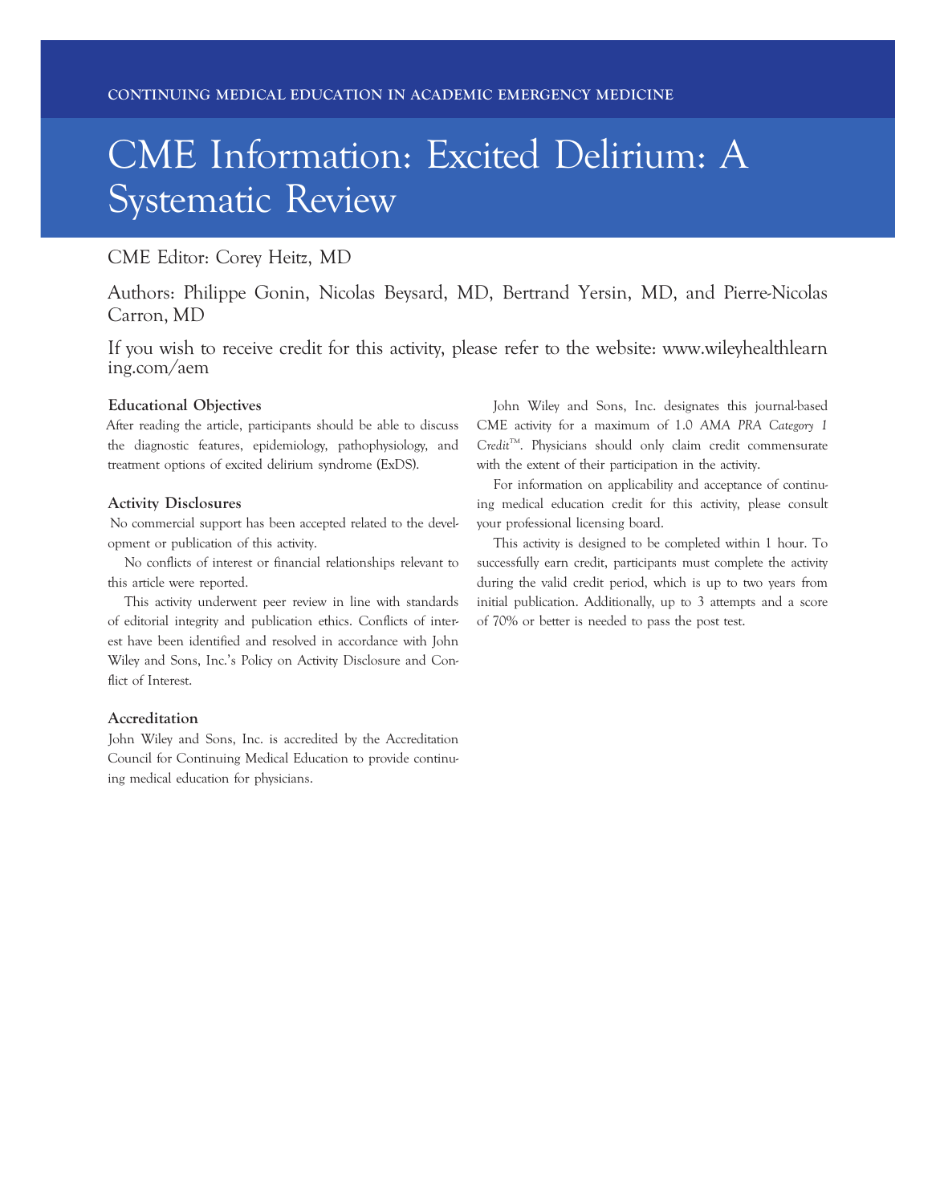CONTINUING MEDICAL EDUCATION IN ACADEMIC EMERGENCY MEDICINE

# CME Information: Excited Delirium: A Systematic Review

CME Editor: Corey Heitz, MD

Authors: Philippe Gonin, Nicolas Beysard, MD, Bertrand Yersin, MD, and Pierre-Nicolas Carron, MD

If you wish to receive credit for this activity, please refer to the website: www.wileyhealthlearning.com/aem

### Educational Objectives

After reading the article, participants should be able to discuss the diagnostic features, epidemiology, pathophysiology, and treatment options of excited delirium syndrome (ExDS).

### Activity Disclosures

No commercial support has been accepted related to the development or publication of this activity.

No conflicts of interest or financial relationships relevant to this article were reported.

This activity underwent peer review in line with standards of editorial integrity and publication ethics. Conflicts of interest have been identified and resolved in accordance with John Wiley and Sons, Inc.'s Policy on Activity Disclosure and Conflict of Interest.

### Accreditation

John Wiley and Sons, Inc. is accredited by the Accreditation Council for Continuing Medical Education to provide continuing medical education for physicians.

John Wiley and Sons, Inc. designates this journal-based CME activity for a maximum of 1.0 *AMA PRA Category 1 Credit*™. Physicians should only claim credit commensurate with the extent of their participation in the activity.

For information on applicability and acceptance of continuing medical education credit for this activity, please consult your professional licensing board.

This activity is designed to be completed within 1 hour. To successfully earn credit, participants must complete the activity during the valid credit period, which is up to two years from initial publication. Additionally, up to 3 attempts and a score of 70% or better is needed to pass the post test.